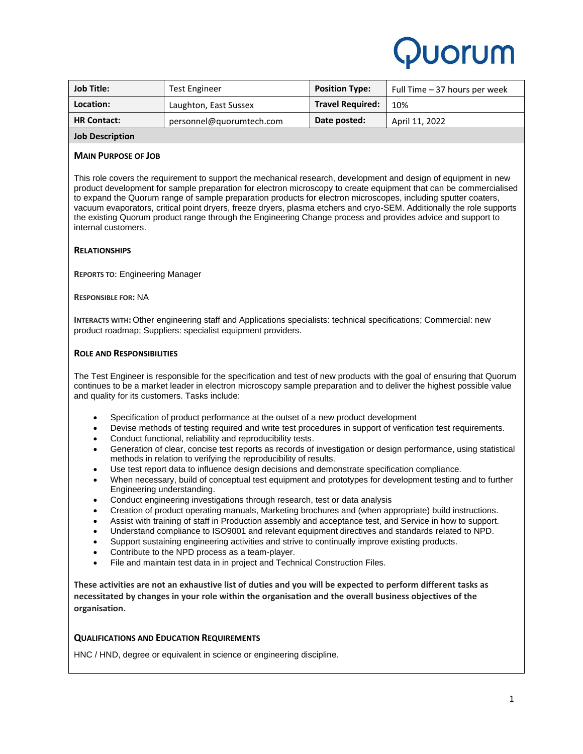Quorum

| Job Title: | Test Engineer | Position Type: | Full Time – 37 hours per week |
|---|---|---|---|
| Location: | Laughton, East Sussex | Travel Required: | 10% |
| HR Contact: | personnel@quorumtech.com | Date posted: | April 11, 2022 |

**Job Description**

### Main Purpose of Job

This role covers the requirement to support the mechanical research, development and design of equipment in new product development for sample preparation for electron microscopy to create equipment that can be commercialised to expand the Quorum range of sample preparation products for electron microscopes, including sputter coaters, vacuum evaporators, critical point dryers, freeze dryers, plasma etchers and cryo-SEM. Additionally the role supports the existing Quorum product range through the Engineering Change process and provides advice and support to internal customers.

### Relationships

**Reports to:** Engineering Manager

**Responsible for:** NA

**Interacts with:** Other engineering staff and Applications specialists: technical specifications; Commercial: new product roadmap; Suppliers: specialist equipment providers.

### Role and Responsibilities

The Test Engineer is responsible for the specification and test of new products with the goal of ensuring that Quorum continues to be a market leader in electron microscopy sample preparation and to deliver the highest possible value and quality for its customers. Tasks include:

- Specification of product performance at the outset of a new product development
- Devise methods of testing required and write test procedures in support of verification test requirements.
- Conduct functional, reliability and reproducibility tests.
- Generation of clear, concise test reports as records of investigation or design performance, using statistical methods in relation to verifying the reproducibility of results.
- Use test report data to influence design decisions and demonstrate specification compliance.
- When necessary, build of conceptual test equipment and prototypes for development testing and to further Engineering understanding.
- Conduct engineering investigations through research, test or data analysis
- Creation of product operating manuals, Marketing brochures and (when appropriate) build instructions.
- Assist with training of staff in Production assembly and acceptance test, and Service in how to support.
- Understand compliance to ISO9001 and relevant equipment directives and standards related to NPD.
- Support sustaining engineering activities and strive to continually improve existing products.
- Contribute to the NPD process as a team-player.
- File and maintain test data in in project and Technical Construction Files.

**These activities are not an exhaustive list of duties and you will be expected to perform different tasks as necessitated by changes in your role within the organisation and the overall business objectives of the organisation.**

### Qualifications and Education Requirements

HNC / HND, degree or equivalent in science or engineering discipline.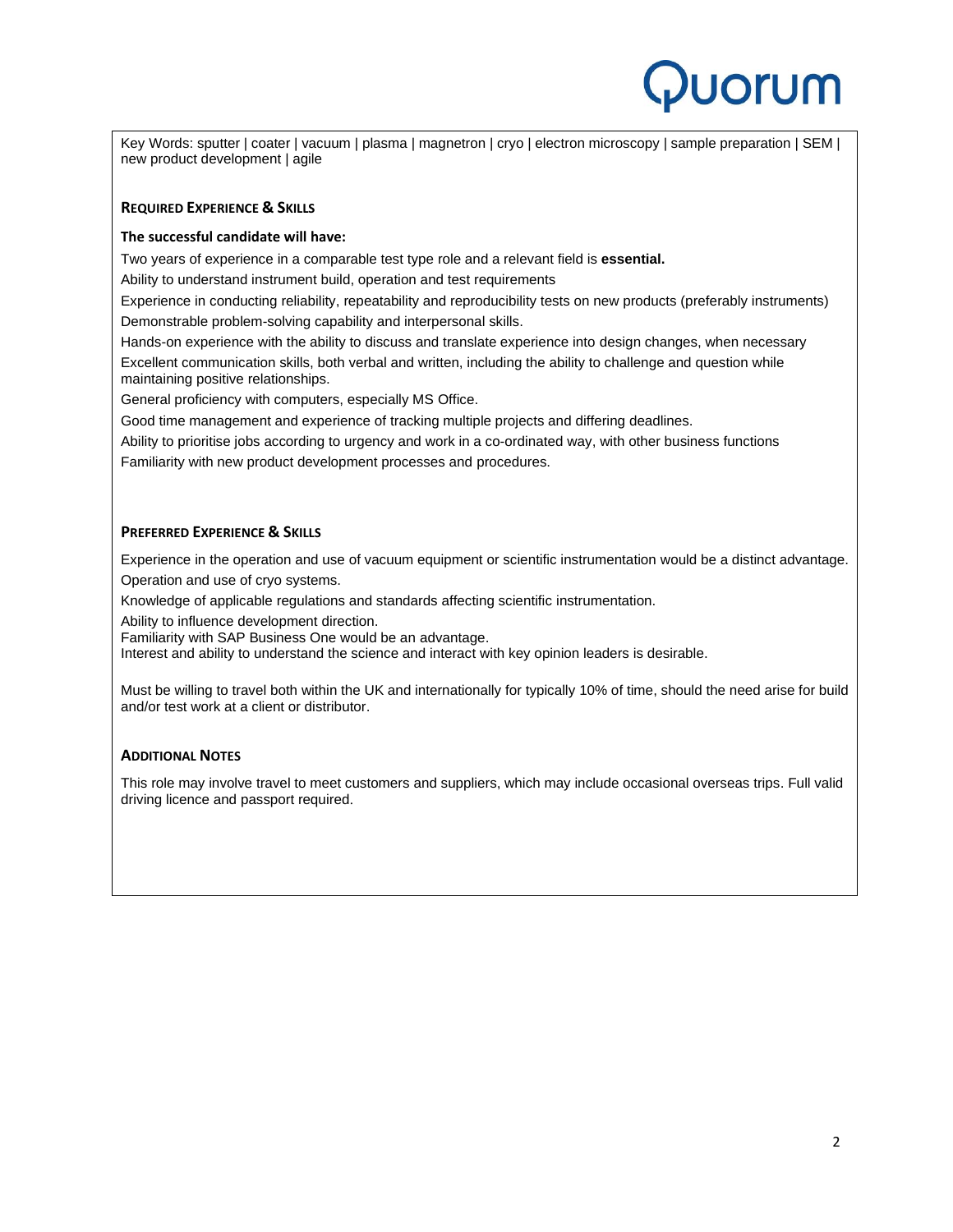Key Words: sputter | coater | vacuum | plasma | magnetron | cryo | electron microscopy | sample preparation | SEM | new product development | agile

## Required Experience & Skills

**The successful candidate will have:**

Two years of experience in a comparable test type role and a relevant field is **essential.**

Ability to understand instrument build, operation and test requirements

Experience in conducting reliability, repeatability and reproducibility tests on new products (preferably instruments)

Demonstrable problem-solving capability and interpersonal skills.

Hands-on experience with the ability to discuss and translate experience into design changes, when necessary

Excellent communication skills, both verbal and written, including the ability to challenge and question while maintaining positive relationships.

General proficiency with computers, especially MS Office.

Good time management and experience of tracking multiple projects and differing deadlines.

Ability to prioritise jobs according to urgency and work in a co-ordinated way, with other business functions

Familiarity with new product development processes and procedures.

## Preferred Experience & Skills

Experience in the operation and use of vacuum equipment or scientific instrumentation would be a distinct advantage.

Operation and use of cryo systems.

Knowledge of applicable regulations and standards affecting scientific instrumentation.

Ability to influence development direction.
Familiarity with SAP Business One would be an advantage.
Interest and ability to understand the science and interact with key opinion leaders is desirable.

Must be willing to travel both within the UK and internationally for typically 10% of time, should the need arise for build and/or test work at a client or distributor.

## Additional Notes

This role may involve travel to meet customers and suppliers, which may include occasional overseas trips. Full valid driving licence and passport required.